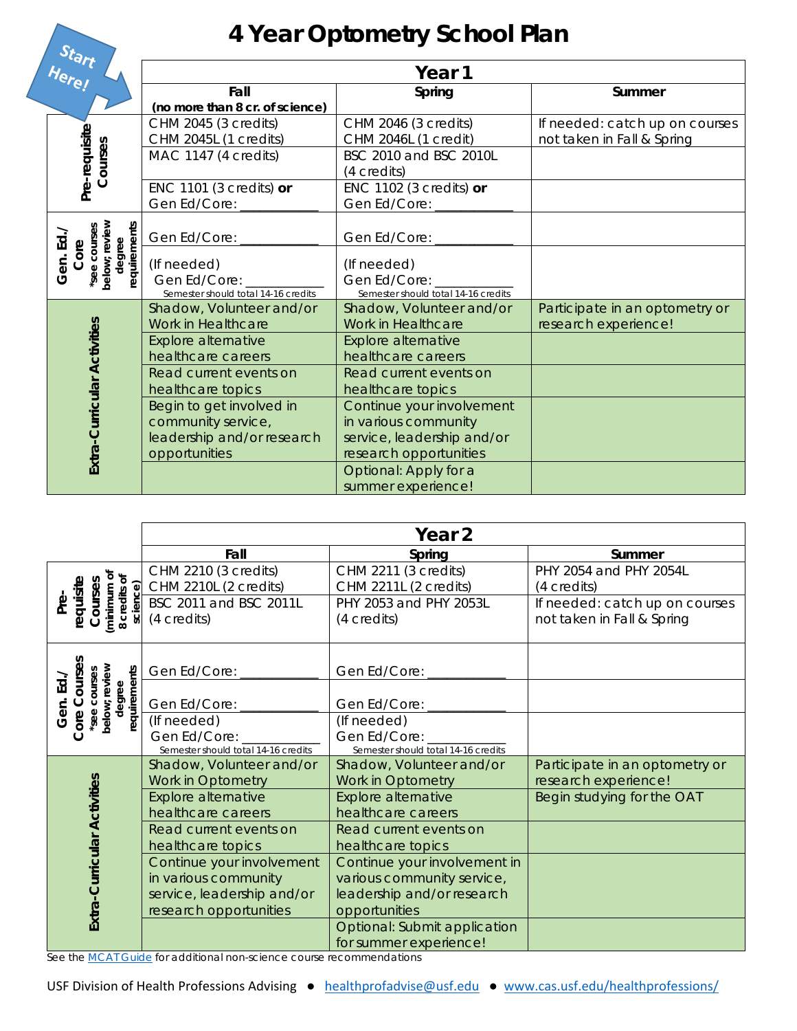# 4 Year Optometry School Plan

Start Here!

| | Year 1 | | |
|---|---|---|---|
| | **Fall (no more than 8 cr. of science)** | **Spring** | **Summer** |
| **Pre-requisite Courses** | CHM 2045 (3 credits) CHM 2045L (1 credits) | CHM 2046 (3 credits) CHM 2046L (1 credit) | If needed: catch up on courses not taken in Fall & Spring |
| | MAC 1147 (4 credits) | BSC 2010 and BSC 2010L (4 credits) | |
| | ENC 1101 (3 credits) **or** Gen Ed/Core: ___________ | ENC 1102 (3 credits) **or** Gen Ed/Core: ___________ | |
| **Gen. Ed./ Core** *see courses below; review degree requirements | Gen Ed/Core: ___________ | Gen Ed/Core: ___________ | |
| | (If needed) Gen Ed/Core: ___________ Semester should total 14-16 credits | (If needed) Gen Ed/Core: ___________ Semester should total 14-16 credits | |
| **Extra-Curricular Activities** | Shadow, Volunteer and/or Work in Healthcare | Shadow, Volunteer and/or Work in Healthcare | Participate in an optometry or research experience! |
| | Explore alternative healthcare careers | Explore alternative healthcare careers | |
| | Read current events on healthcare topics | Read current events on healthcare topics | |
| | Begin to get involved in community service, leadership and/or research opportunities | Continue your involvement in various community service, leadership and/or research opportunities | |
| | | Optional: Apply for a summer experience! | |

| | Year 2 | | |
|---|---|---|---|
| | **Fall** | **Spring** | **Summer** |
| **Pre-requisite Courses** (minimum of 8 credits of science) | CHM 2210 (3 credits) CHM 2210L (2 credits) | CHM 2211 (3 credits) CHM 2211L (2 credits) | PHY 2054 and PHY 2054L (4 credits) |
| | BSC 2011 and BSC 2011L (4 credits) | PHY 2053 and PHY 2053L (4 credits) | If needed: catch up on courses not taken in Fall & Spring |
| **Gen. Ed./ Core Courses** *see courses below; review degree requirements | Gen Ed/Core: ___________ | Gen Ed/Core: ___________ | |
| | Gen Ed/Core: ___________ | Gen Ed/Core: ___________ | |
| | (If needed) Gen Ed/Core: ___________ Semester should total 14-16 credits | (If needed) Gen Ed/Core: ___________ Semester should total 14-16 credits | |
| **Extra-Curricular Activities** | Shadow, Volunteer and/or Work in Optometry | Shadow, Volunteer and/or Work in Optometry | Participate in an optometry or research experience! |
| | Explore alternative healthcare careers | Explore alternative healthcare careers | Begin studying for the OAT |
| | Read current events on healthcare topics | Read current events on healthcare topics | |
| | Continue your involvement in various community service, leadership and/or research opportunities | Continue your involvement in various community service, leadership and/or research opportunities | |
| | | Optional: Submit application for summer experience! | |

See the MCAT Guide for additional non-science course recommendations

USF Division of Health Professions Advising ● healthprofadvise@usf.edu ● www.cas.usf.edu/healthprofessions/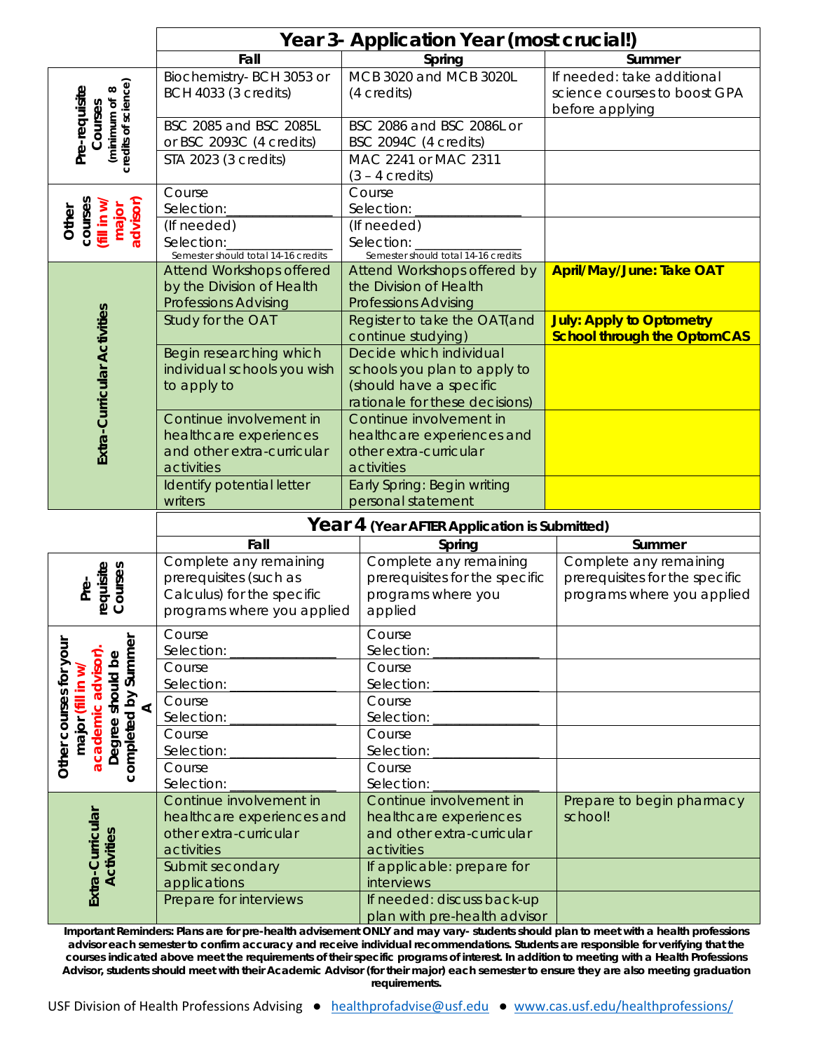| | Year 3- Application Year (most crucial!) | | |
|---|---|---|---|
| | **Fall** | **Spring** | **Summer** |
| **Pre-requisite Courses** (minimum of 8 credits of science) | Biochemistry- BCH 3053 or BCH 4033 (3 credits) | MCB 3020 and MCB 3020L (4 credits) | If needed: take additional science courses to boost GPA before applying |
| | BSC 2085 and BSC 2085L or BSC 2093C (4 credits) | BSC 2086 and BSC 2086L or BSC 2094C (4 credits) | |
| | STA 2023 (3 credits) | MAC 2241 or MAC 2311 (3 – 4 credits) | |
| **Other courses (fill in w/ major advisor)** | Course Selection: ______________ | Course Selection: ______________ | |
| | (If needed) Selection: ______________ Semester should total 14-16 credits | (If needed) Selection: ______________ Semester should total 14-16 credits | |
| **Extra-Curricular Activities** | Attend Workshops offered by the Division of Health Professions Advising | Attend Workshops offered by the Division of Health Professions Advising | **April/May/June: Take OAT** |
| | Study for the OAT | Register to take the OAT(and continue studying) | **July: Apply to Optometry School through the OptomCAS** |
| | Begin researching which individual schools you wish to apply to | Decide which individual schools you plan to apply to (should have a specific rationale for these decisions) | |
| | Continue involvement in healthcare experiences and other extra-curricular activities | Continue involvement in healthcare experiences and other extra-curricular activities | |
| | Identify potential letter writers | Early Spring: Begin writing personal statement | |

| | Year 4 (Year AFTER Application is Submitted) | | |
|---|---|---|---|
| | **Fall** | **Spring** | **Summer** |
| **Pre-requisite Courses** | Complete any remaining prerequisites (such as Calculus) for the specific programs where you applied | Complete any remaining prerequisites for the specific programs where you applied | Complete any remaining prerequisites for the specific programs where you applied |
| **Other courses for your major (fill in w/ academic advisor). Degree should be completed by Summer A** | Course Selection: ______________ | Course Selection: ______________ | |
| | Course Selection: ______________ | Course Selection: ______________ | |
| | Course Selection: ______________ | Course Selection: ______________ | |
| | Course Selection: ______________ | Course Selection: ______________ | |
| | Course Selection: ______________ | Course Selection: ______________ | |
| **Extra-Curricular Activities** | Continue involvement in healthcare experiences and other extra-curricular activities | Continue involvement in healthcare experiences and other extra-curricular activities | Prepare to begin pharmacy school! |
| | Submit secondary applications | If applicable: prepare for interviews | |
| | Prepare for interviews | If needed: discuss back-up plan with pre-health advisor | |

**Important Reminders: Plans are for pre-health advisement ONLY and may vary- students should plan to meet with a health professions advisor each semester to confirm accuracy and receive individual recommendations. Students are responsible for verifying that the courses indicated above meet the requirements of their specific programs of interest. In addition to meeting with a Health Professions Advisor, students should meet with their Academic Advisor (for their major) each semester to ensure they are also meeting graduation requirements.**

USF Division of Health Professions Advising ● healthprofadvise@usf.edu ● www.cas.usf.edu/healthprofessions/